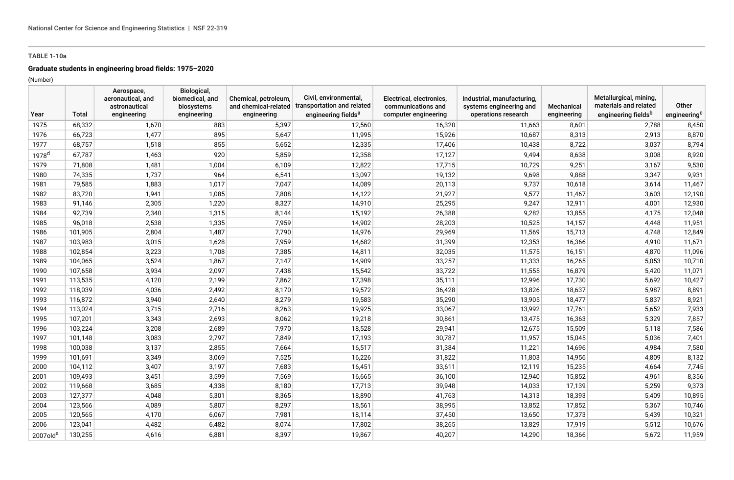**TABLE 1-10a**

**Graduate students in engineering broad fields: 1975–2020**

(Number)

| Year | Total | Aerospace, aeronautical, and astronautical engineering | Biological, biomedical, and biosystems engineering | Chemical, petroleum, and chemical-related engineering | Civil, environmental, transportation and related engineering fields[a] | Electrical, electronics, communications and computer engineering | Industrial, manufacturing, systems engineering and operations research | Mechanical engineering | Metallurgical, mining, materials and related engineering fields[b] | Other engineering[c] |
|---|---|---|---|---|---|---|---|---|---|---|
| 1975 | 68,332 | 1,670 | 883 | 5,397 | 12,560 | 16,320 | 11,663 | 8,601 | 2,788 | 8,450 |
| 1976 | 66,723 | 1,477 | 895 | 5,647 | 11,995 | 15,926 | 10,687 | 8,313 | 2,913 | 8,870 |
| 1977 | 68,757 | 1,518 | 855 | 5,652 | 12,335 | 17,406 | 10,438 | 8,722 | 3,037 | 8,794 |
| 1978[d] | 67,787 | 1,463 | 920 | 5,859 | 12,358 | 17,127 | 9,494 | 8,638 | 3,008 | 8,920 |
| 1979 | 71,808 | 1,481 | 1,004 | 6,109 | 12,822 | 17,715 | 10,729 | 9,251 | 3,167 | 9,530 |
| 1980 | 74,335 | 1,737 | 964 | 6,541 | 13,097 | 19,132 | 9,698 | 9,888 | 3,347 | 9,931 |
| 1981 | 79,585 | 1,883 | 1,017 | 7,047 | 14,089 | 20,113 | 9,737 | 10,618 | 3,614 | 11,467 |
| 1982 | 83,720 | 1,941 | 1,085 | 7,808 | 14,122 | 21,927 | 9,577 | 11,467 | 3,603 | 12,190 |
| 1983 | 91,146 | 2,305 | 1,220 | 8,327 | 14,910 | 25,295 | 9,247 | 12,911 | 4,001 | 12,930 |
| 1984 | 92,739 | 2,340 | 1,315 | 8,144 | 15,192 | 26,388 | 9,282 | 13,855 | 4,175 | 12,048 |
| 1985 | 96,018 | 2,538 | 1,335 | 7,959 | 14,902 | 28,203 | 10,525 | 14,157 | 4,448 | 11,951 |
| 1986 | 101,905 | 2,804 | 1,487 | 7,790 | 14,976 | 29,969 | 11,569 | 15,713 | 4,748 | 12,849 |
| 1987 | 103,983 | 3,015 | 1,628 | 7,959 | 14,682 | 31,399 | 12,353 | 16,366 | 4,910 | 11,671 |
| 1988 | 102,854 | 3,223 | 1,708 | 7,385 | 14,811 | 32,035 | 11,575 | 16,151 | 4,870 | 11,096 |
| 1989 | 104,065 | 3,524 | 1,867 | 7,147 | 14,909 | 33,257 | 11,333 | 16,265 | 5,053 | 10,710 |
| 1990 | 107,658 | 3,934 | 2,097 | 7,438 | 15,542 | 33,722 | 11,555 | 16,879 | 5,420 | 11,071 |
| 1991 | 113,535 | 4,120 | 2,199 | 7,862 | 17,398 | 35,111 | 12,996 | 17,730 | 5,692 | 10,427 |
| 1992 | 118,039 | 4,036 | 2,492 | 8,170 | 19,572 | 36,428 | 13,826 | 18,637 | 5,987 | 8,891 |
| 1993 | 116,872 | 3,940 | 2,640 | 8,279 | 19,583 | 35,290 | 13,905 | 18,477 | 5,837 | 8,921 |
| 1994 | 113,024 | 3,715 | 2,716 | 8,263 | 19,925 | 33,067 | 13,992 | 17,761 | 5,652 | 7,933 |
| 1995 | 107,201 | 3,343 | 2,693 | 8,062 | 19,218 | 30,861 | 13,475 | 16,363 | 5,329 | 7,857 |
| 1996 | 103,224 | 3,208 | 2,689 | 7,970 | 18,528 | 29,941 | 12,675 | 15,509 | 5,118 | 7,586 |
| 1997 | 101,148 | 3,083 | 2,797 | 7,849 | 17,193 | 30,787 | 11,957 | 15,045 | 5,036 | 7,401 |
| 1998 | 100,038 | 3,137 | 2,855 | 7,664 | 16,517 | 31,384 | 11,221 | 14,696 | 4,984 | 7,580 |
| 1999 | 101,691 | 3,349 | 3,069 | 7,525 | 16,226 | 31,822 | 11,803 | 14,956 | 4,809 | 8,132 |
| 2000 | 104,112 | 3,407 | 3,197 | 7,683 | 16,451 | 33,611 | 12,119 | 15,235 | 4,664 | 7,745 |
| 2001 | 109,493 | 3,451 | 3,599 | 7,569 | 16,665 | 36,100 | 12,940 | 15,852 | 4,961 | 8,356 |
| 2002 | 119,668 | 3,685 | 4,338 | 8,180 | 17,713 | 39,948 | 14,033 | 17,139 | 5,259 | 9,373 |
| 2003 | 127,377 | 4,048 | 5,301 | 8,365 | 18,890 | 41,763 | 14,313 | 18,393 | 5,409 | 10,895 |
| 2004 | 123,566 | 4,089 | 5,807 | 8,297 | 18,561 | 38,995 | 13,852 | 17,852 | 5,367 | 10,746 |
| 2005 | 120,565 | 4,170 | 6,067 | 7,981 | 18,114 | 37,450 | 13,650 | 17,373 | 5,439 | 10,321 |
| 2006 | 123,041 | 4,482 | 6,482 | 8,074 | 17,802 | 38,265 | 13,829 | 17,919 | 5,512 | 10,676 |
| 2007old[a] | 130,255 | 4,616 | 6,881 | 8,397 | 19,867 | 40,207 | 14,290 | 18,366 | 5,672 | 11,959 |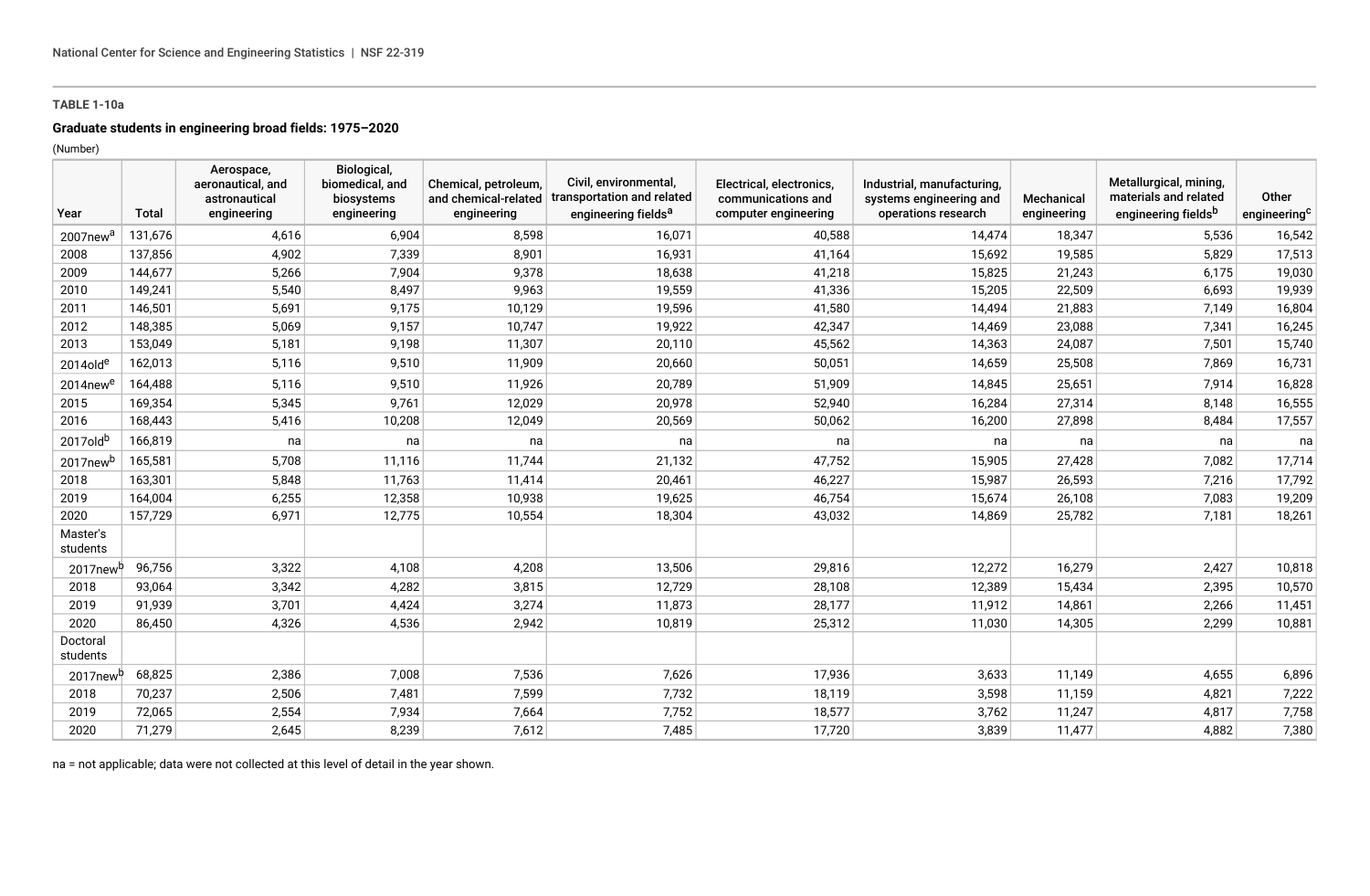**TABLE 1-10a**

**Graduate students in engineering broad fields: 1975–2020**

(Number)

| Year | Total | Aerospace, aeronautical, and astronautical engineering | Biological, biomedical, and biosystems engineering | Chemical, petroleum, and chemical-related engineering | Civil, environmental, transportation and related engineering fields[a] | Electrical, electronics, communications and computer engineering | Industrial, manufacturing, systems engineering and operations research | Mechanical engineering | Metallurgical, mining, materials and related engineering fields[b] | Other engineering[c] |
|---|---|---|---|---|---|---|---|---|---|---|
| 2007new[a] | 131,676 | 4,616 | 6,904 | 8,598 | 16,071 | 40,588 | 14,474 | 18,347 | 5,536 | 16,542 |
| 2008 | 137,856 | 4,902 | 7,339 | 8,901 | 16,931 | 41,164 | 15,692 | 19,585 | 5,829 | 17,513 |
| 2009 | 144,677 | 5,266 | 7,904 | 9,378 | 18,638 | 41,218 | 15,825 | 21,243 | 6,175 | 19,030 |
| 2010 | 149,241 | 5,540 | 8,497 | 9,963 | 19,559 | 41,336 | 15,205 | 22,509 | 6,693 | 19,939 |
| 2011 | 146,501 | 5,691 | 9,175 | 10,129 | 19,596 | 41,580 | 14,494 | 21,883 | 7,149 | 16,804 |
| 2012 | 148,385 | 5,069 | 9,157 | 10,747 | 19,922 | 42,347 | 14,469 | 23,088 | 7,341 | 16,245 |
| 2013 | 153,049 | 5,181 | 9,198 | 11,307 | 20,110 | 45,562 | 14,363 | 24,087 | 7,501 | 15,740 |
| 2014old[e] | 162,013 | 5,116 | 9,510 | 11,909 | 20,660 | 50,051 | 14,659 | 25,508 | 7,869 | 16,731 |
| 2014new[e] | 164,488 | 5,116 | 9,510 | 11,926 | 20,789 | 51,909 | 14,845 | 25,651 | 7,914 | 16,828 |
| 2015 | 169,354 | 5,345 | 9,761 | 12,029 | 20,978 | 52,940 | 16,284 | 27,314 | 8,148 | 16,555 |
| 2016 | 168,443 | 5,416 | 10,208 | 12,049 | 20,569 | 50,062 | 16,200 | 27,898 | 8,484 | 17,557 |
| 2017old[b] | 166,819 | na | na | na | na | na | na | na | na | na |
| 2017new[b] | 165,581 | 5,708 | 11,116 | 11,744 | 21,132 | 47,752 | 15,905 | 27,428 | 7,082 | 17,714 |
| 2018 | 163,301 | 5,848 | 11,763 | 11,414 | 20,461 | 46,227 | 15,987 | 26,593 | 7,216 | 17,792 |
| 2019 | 164,004 | 6,255 | 12,358 | 10,938 | 19,625 | 46,754 | 15,674 | 26,108 | 7,083 | 19,209 |
| 2020 | 157,729 | 6,971 | 12,775 | 10,554 | 18,304 | 43,032 | 14,869 | 25,782 | 7,181 | 18,261 |
| Master's students | | | | | | | | | | |
| 2017new[b] | 96,756 | 3,322 | 4,108 | 4,208 | 13,506 | 29,816 | 12,272 | 16,279 | 2,427 | 10,818 |
| 2018 | 93,064 | 3,342 | 4,282 | 3,815 | 12,729 | 28,108 | 12,389 | 15,434 | 2,395 | 10,570 |
| 2019 | 91,939 | 3,701 | 4,424 | 3,274 | 11,873 | 28,177 | 11,912 | 14,861 | 2,266 | 11,451 |
| 2020 | 86,450 | 4,326 | 4,536 | 2,942 | 10,819 | 25,312 | 11,030 | 14,305 | 2,299 | 10,881 |
| Doctoral students | | | | | | | | | | |
| 2017new[b] | 68,825 | 2,386 | 7,008 | 7,536 | 7,626 | 17,936 | 3,633 | 11,149 | 4,655 | 6,896 |
| 2018 | 70,237 | 2,506 | 7,481 | 7,599 | 7,732 | 18,119 | 3,598 | 11,159 | 4,821 | 7,222 |
| 2019 | 72,065 | 2,554 | 7,934 | 7,664 | 7,752 | 18,577 | 3,762 | 11,247 | 4,817 | 7,758 |
| 2020 | 71,279 | 2,645 | 8,239 | 7,612 | 7,485 | 17,720 | 3,839 | 11,477 | 4,882 | 7,380 |

na = not applicable; data were not collected at this level of detail in the year shown.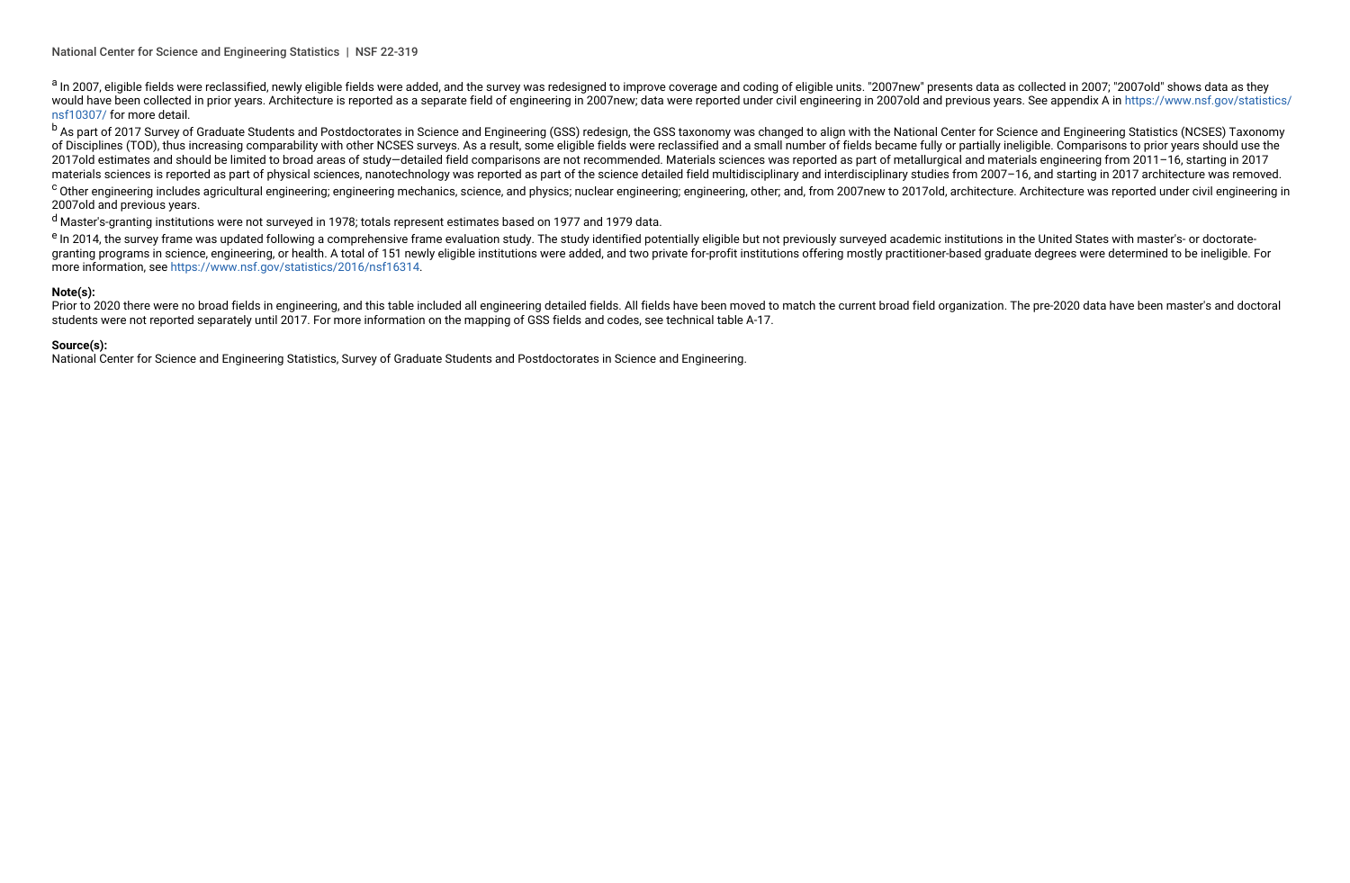[a] In 2007, eligible fields were reclassified, newly eligible fields were added, and the survey was redesigned to improve coverage and coding of eligible units. "2007new" presents data as collected in 2007; "2007old" shows data as they would have been collected in prior years. Architecture is reported as a separate field of engineering in 2007new; data were reported under civil engineering in 2007old and previous years. See appendix A in https://www.nsf.gov/statistics/nsf10307/ for more detail.

[b] As part of 2017 Survey of Graduate Students and Postdoctorates in Science and Engineering (GSS) redesign, the GSS taxonomy was changed to align with the National Center for Science and Engineering Statistics (NCSES) Taxonomy of Disciplines (TOD), thus increasing comparability with other NCSES surveys. As a result, some eligible fields were reclassified and a small number of fields became fully or partially ineligible. Comparisons to prior years should use the 2017old estimates and should be limited to broad areas of study—detailed field comparisons are not recommended. Materials sciences was reported as part of metallurgical and materials engineering from 2011–16, starting in 2017 materials sciences is reported as part of physical sciences, nanotechnology was reported as part of the science detailed field multidisciplinary and interdisciplinary studies from 2007–16, and starting in 2017 architecture was removed.

[c] Other engineering includes agricultural engineering; engineering mechanics, science, and physics; nuclear engineering; engineering, other; and, from 2007new to 2017old, architecture. Architecture was reported under civil engineering in 2007old and previous years.

[d] Master's-granting institutions were not surveyed in 1978; totals represent estimates based on 1977 and 1979 data.

[e] In 2014, the survey frame was updated following a comprehensive frame evaluation study. The study identified potentially eligible but not previously surveyed academic institutions in the United States with master's- or doctorate-granting programs in science, engineering, or health. A total of 151 newly eligible institutions were added, and two private for-profit institutions offering mostly practitioner-based graduate degrees were determined to be ineligible. For more information, see https://www.nsf.gov/statistics/2016/nsf16314.

**Note(s):**

Prior to 2020 there were no broad fields in engineering, and this table included all engineering detailed fields. All fields have been moved to match the current broad field organization. The pre-2020 data have been master's and doctoral students were not reported separately until 2017. For more information on the mapping of GSS fields and codes, see technical table A-17.

**Source(s):**

National Center for Science and Engineering Statistics, Survey of Graduate Students and Postdoctorates in Science and Engineering.